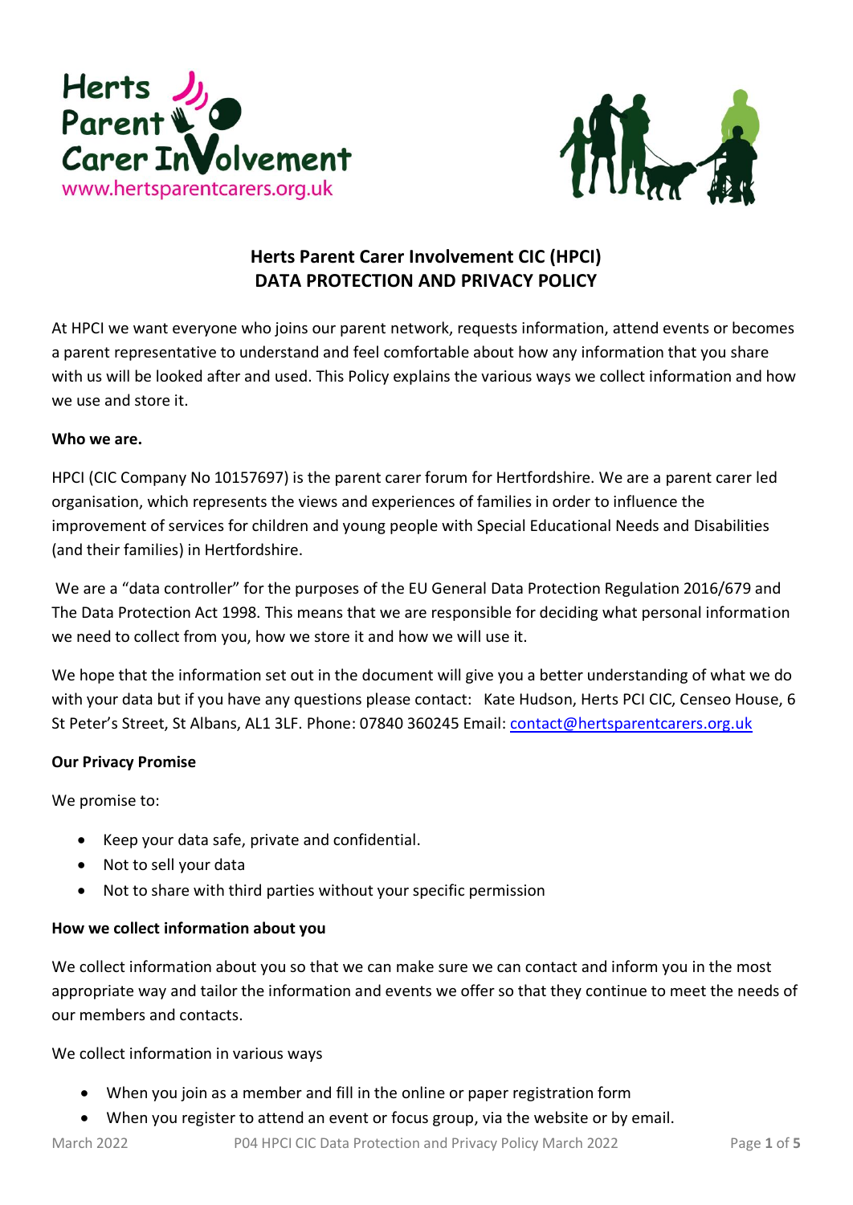# Herts Parent Carer Involvement CIC (HPCI)
# DATA PROTECTION AND PRIVACY POLICY

At HPCI we want everyone who joins our parent network, requests information, attend events or becomes a parent representative to understand and feel comfortable about how any information that you share with us will be looked after and used. This Policy explains the various ways we collect information and how we use and store it.

**Who we are.**

HPCI (CIC Company No 10157697) is the parent carer forum for Hertfordshire. We are a parent carer led organisation, which represents the views and experiences of families in order to influence the improvement of services for children and young people with Special Educational Needs and Disabilities (and their families) in Hertfordshire.

We are a "data controller" for the purposes of the EU General Data Protection Regulation 2016/679 and The Data Protection Act 1998. This means that we are responsible for deciding what personal information we need to collect from you, how we store it and how we will use it.

We hope that the information set out in the document will give you a better understanding of what we do with your data but if you have any questions please contact: Kate Hudson, Herts PCI CIC, Censeo House, 6 St Peter's Street, St Albans, AL1 3LF. Phone: 07840 360245 Email: contact@hertsparentcarers.org.uk

**Our Privacy Promise**

We promise to:

- Keep your data safe, private and confidential.
- Not to sell your data
- Not to share with third parties without your specific permission

**How we collect information about you**

We collect information about you so that we can make sure we can contact and inform you in the most appropriate way and tailor the information and events we offer so that they continue to meet the needs of our members and contacts.

We collect information in various ways

- When you join as a member and fill in the online or paper registration form
- When you register to attend an event or focus group, via the website or by email.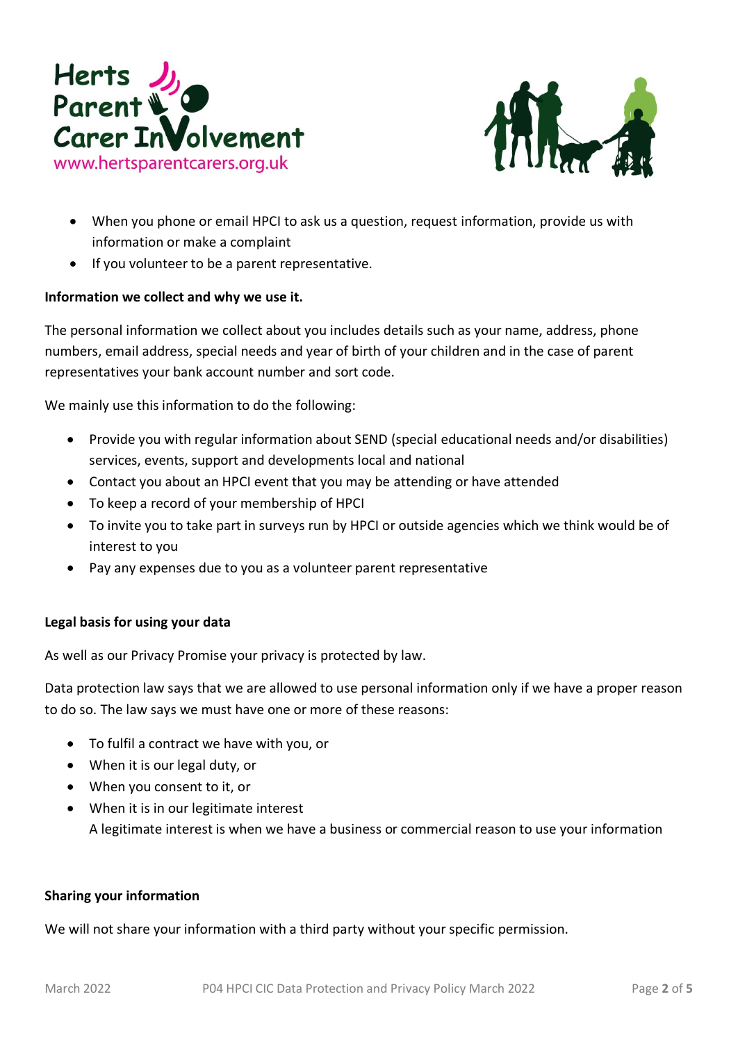- When you phone or email HPCI to ask us a question, request information, provide us with information or make a complaint
- If you volunteer to be a parent representative.

**Information we collect and why we use it.**

The personal information we collect about you includes details such as your name, address, phone numbers, email address, special needs and year of birth of your children and in the case of parent representatives your bank account number and sort code.

We mainly use this information to do the following:

- Provide you with regular information about SEND (special educational needs and/or disabilities) services, events, support and developments local and national
- Contact you about an HPCI event that you may be attending or have attended
- To keep a record of your membership of HPCI
- To invite you to take part in surveys run by HPCI or outside agencies which we think would be of interest to you
- Pay any expenses due to you as a volunteer parent representative

**Legal basis for using your data**

As well as our Privacy Promise your privacy is protected by law.

Data protection law says that we are allowed to use personal information only if we have a proper reason to do so. The law says we must have one or more of these reasons:

- To fulfil a contract we have with you, or
- When it is our legal duty, or
- When you consent to it, or
- When it is in our legitimate interest
  A legitimate interest is when we have a business or commercial reason to use your information

**Sharing your information**

We will not share your information with a third party without your specific permission.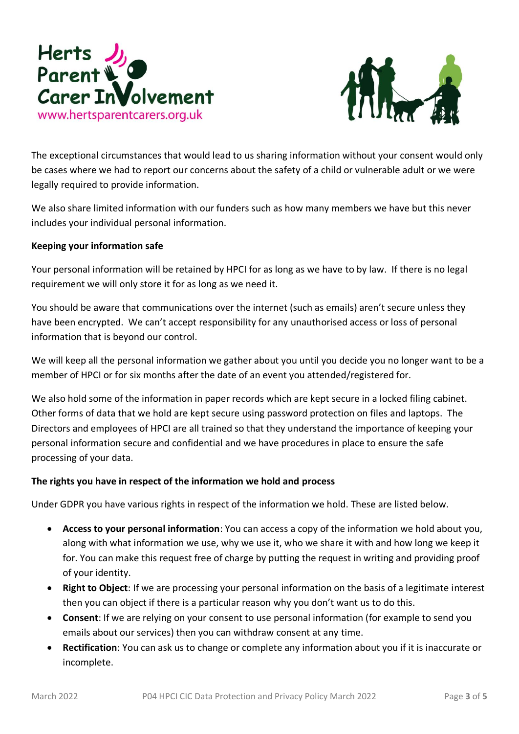The exceptional circumstances that would lead to us sharing information without your consent would only be cases where we had to report our concerns about the safety of a child or vulnerable adult or we were legally required to provide information.

We also share limited information with our funders such as how many members we have but this never includes your individual personal information.

**Keeping your information safe**

Your personal information will be retained by HPCI for as long as we have to by law. If there is no legal requirement we will only store it for as long as we need it.

You should be aware that communications over the internet (such as emails) aren't secure unless they have been encrypted. We can't accept responsibility for any unauthorised access or loss of personal information that is beyond our control.

We will keep all the personal information we gather about you until you decide you no longer want to be a member of HPCI or for six months after the date of an event you attended/registered for.

We also hold some of the information in paper records which are kept secure in a locked filing cabinet. Other forms of data that we hold are kept secure using password protection on files and laptops. The Directors and employees of HPCI are all trained so that they understand the importance of keeping your personal information secure and confidential and we have procedures in place to ensure the safe processing of your data.

**The rights you have in respect of the information we hold and process**

Under GDPR you have various rights in respect of the information we hold. These are listed below.

- **Access to your personal information**: You can access a copy of the information we hold about you, along with what information we use, why we use it, who we share it with and how long we keep it for. You can make this request free of charge by putting the request in writing and providing proof of your identity.
- **Right to Object**: If we are processing your personal information on the basis of a legitimate interest then you can object if there is a particular reason why you don't want us to do this.
- **Consent**: If we are relying on your consent to use personal information (for example to send you emails about our services) then you can withdraw consent at any time.
- **Rectification**: You can ask us to change or complete any information about you if it is inaccurate or incomplete.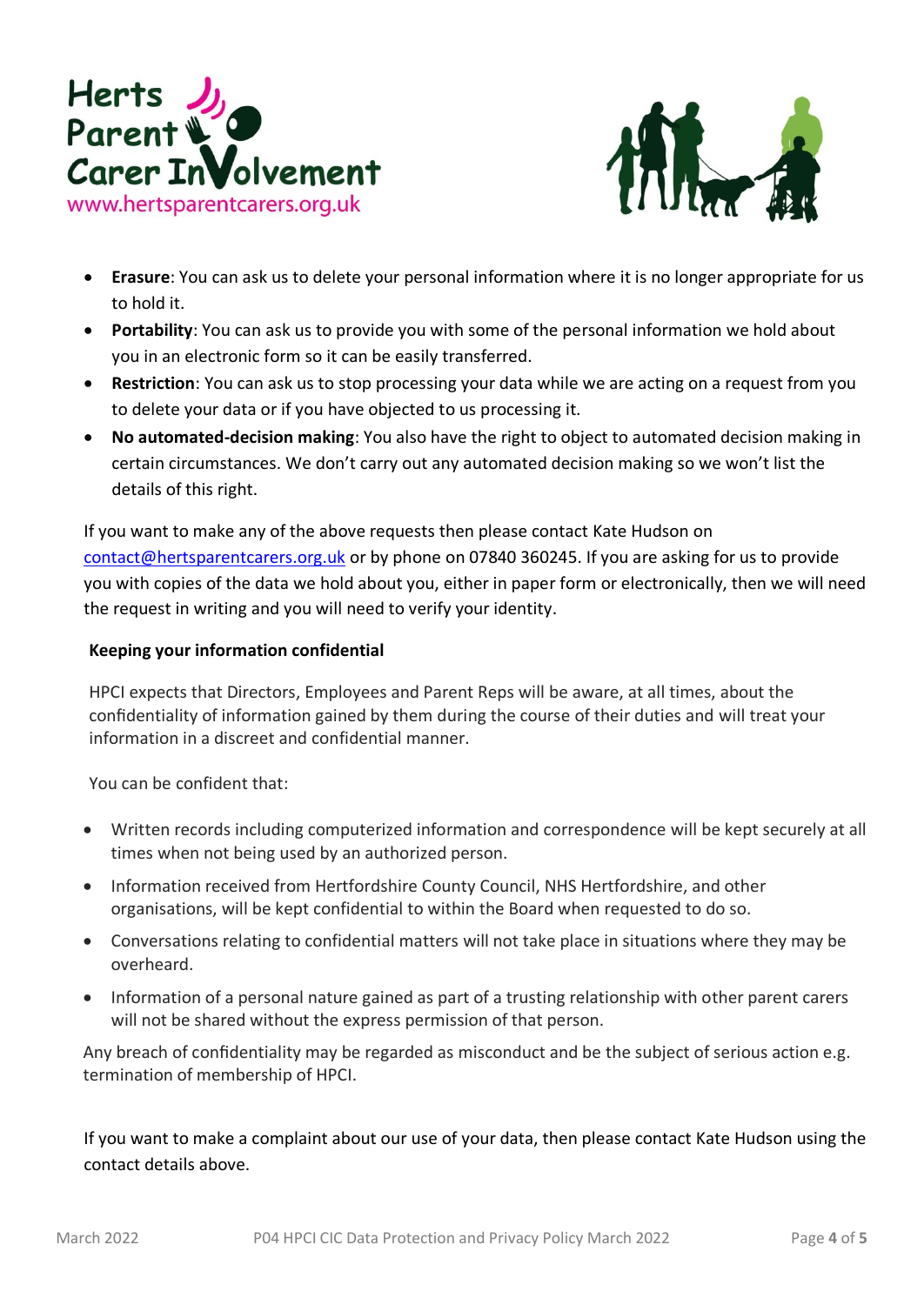- **Erasure**: You can ask us to delete your personal information where it is no longer appropriate for us to hold it.
- **Portability**: You can ask us to provide you with some of the personal information we hold about you in an electronic form so it can be easily transferred.
- **Restriction**: You can ask us to stop processing your data while we are acting on a request from you to delete your data or if you have objected to us processing it.
- **No automated-decision making**: You also have the right to object to automated decision making in certain circumstances. We don't carry out any automated decision making so we won't list the details of this right.

If you want to make any of the above requests then please contact Kate Hudson on contact@hertsparentcarers.org.uk or by phone on 07840 360245. If you are asking for us to provide you with copies of the data we hold about you, either in paper form or electronically, then we will need the request in writing and you will need to verify your identity.

**Keeping your information confidential**

HPCI expects that Directors, Employees and Parent Reps will be aware, at all times, about the confidentiality of information gained by them during the course of their duties and will treat your information in a discreet and confidential manner.

You can be confident that:

- Written records including computerized information and correspondence will be kept securely at all times when not being used by an authorized person.
- Information received from Hertfordshire County Council, NHS Hertfordshire, and other organisations, will be kept confidential to within the Board when requested to do so.
- Conversations relating to confidential matters will not take place in situations where they may be overheard.
- Information of a personal nature gained as part of a trusting relationship with other parent carers will not be shared without the express permission of that person.

Any breach of confidentiality may be regarded as misconduct and be the subject of serious action e.g. termination of membership of HPCI.

If you want to make a complaint about our use of your data, then please contact Kate Hudson using the contact details above.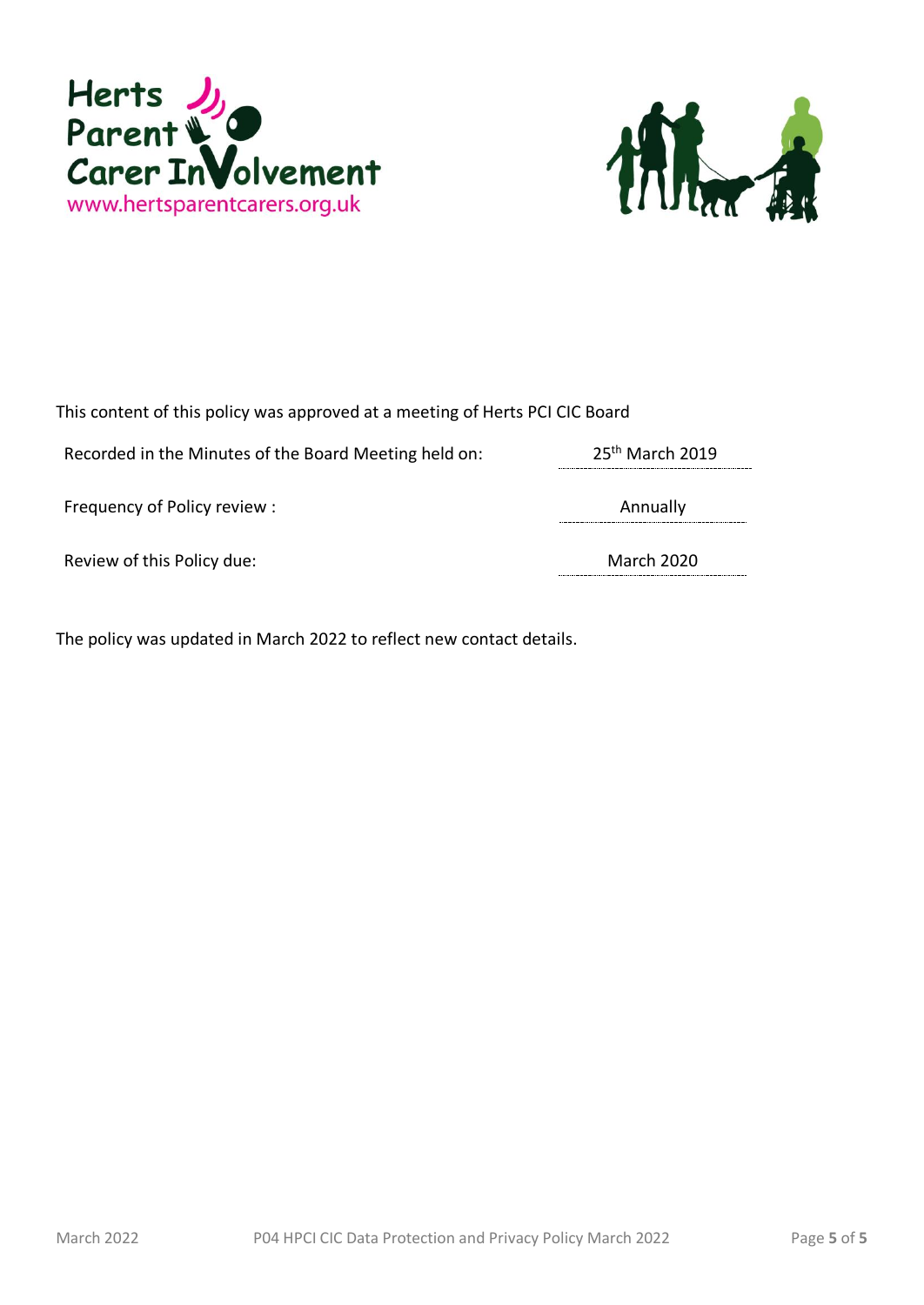This content of this policy was approved at a meeting of Herts PCI CIC Board

| | |
|---|---|
| Recorded in the Minutes of the Board Meeting held on: | 25th March 2019 |
| Frequency of Policy review : | Annually |
| Review of this Policy due: | March 2020 |

The policy was updated in March 2022 to reflect new contact details.